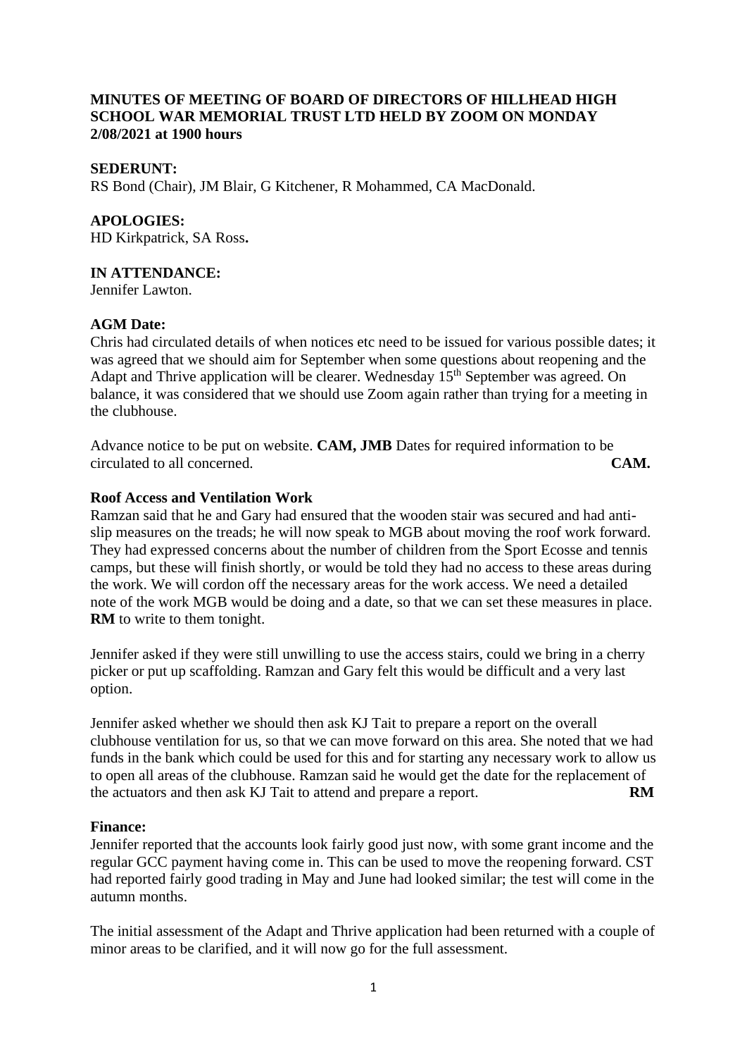**MINUTES OF MEETING OF BOARD OF DIRECTORS OF HILLHEAD HIGH SCHOOL WAR MEMORIAL TRUST LTD HELD BY ZOOM ON MONDAY 2/08/2021 at 1900 hours**

**SEDERUNT:**
RS Bond (Chair), JM Blair, G Kitchener, R Mohammed, CA MacDonald.

**APOLOGIES:**
HD Kirkpatrick, SA Ross**.**

**IN ATTENDANCE:**
Jennifer Lawton.

**AGM Date:**
Chris had circulated details of when notices etc need to be issued for various possible dates; it was agreed that we should aim for September when some questions about reopening and the Adapt and Thrive application will be clearer. Wednesday 15th September was agreed. On balance, it was considered that we should use Zoom again rather than trying for a meeting in the clubhouse.

Advance notice to be put on website. **CAM, JMB** Dates for required information to be circulated to all concerned. **CAM.**

**Roof Access and Ventilation Work**
Ramzan said that he and Gary had ensured that the wooden stair was secured and had anti-slip measures on the treads; he will now speak to MGB about moving the roof work forward. They had expressed concerns about the number of children from the Sport Ecosse and tennis camps, but these will finish shortly, or would be told they had no access to these areas during the work. We will cordon off the necessary areas for the work access. We need a detailed note of the work MGB would be doing and a date, so that we can set these measures in place. **RM** to write to them tonight.

Jennifer asked if they were still unwilling to use the access stairs, could we bring in a cherry picker or put up scaffolding. Ramzan and Gary felt this would be difficult and a very last option.

Jennifer asked whether we should then ask KJ Tait to prepare a report on the overall clubhouse ventilation for us, so that we can move forward on this area. She noted that we had funds in the bank which could be used for this and for starting any necessary work to allow us to open all areas of the clubhouse. Ramzan said he would get the date for the replacement of the actuators and then ask KJ Tait to attend and prepare a report. **RM**

**Finance:**
Jennifer reported that the accounts look fairly good just now, with some grant income and the regular GCC payment having come in. This can be used to move the reopening forward. CST had reported fairly good trading in May and June had looked similar; the test will come in the autumn months.

The initial assessment of the Adapt and Thrive application had been returned with a couple of minor areas to be clarified, and it will now go for the full assessment.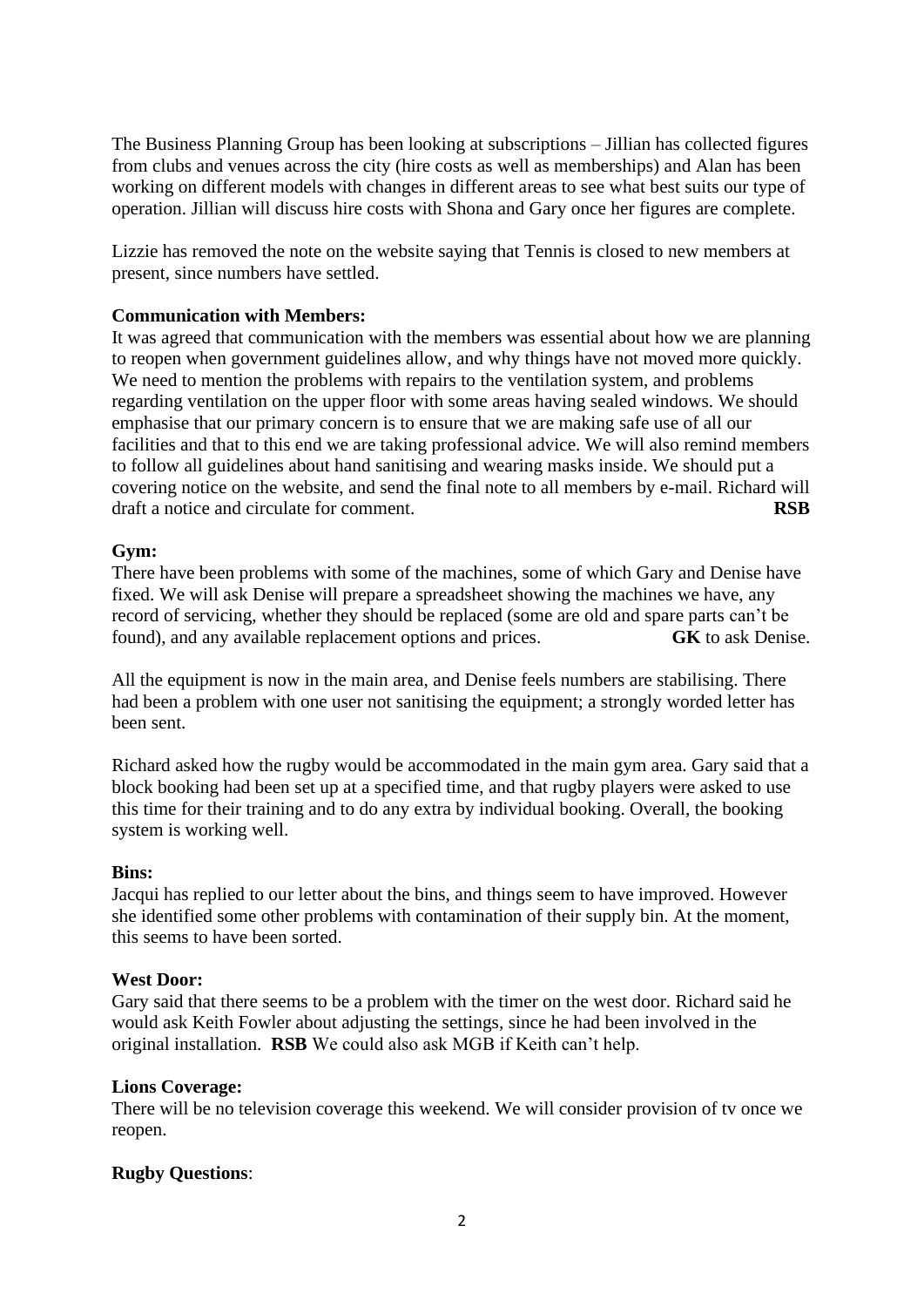The Business Planning Group has been looking at subscriptions – Jillian has collected figures from clubs and venues across the city (hire costs as well as memberships) and Alan has been working on different models with changes in different areas to see what best suits our type of operation. Jillian will discuss hire costs with Shona and Gary once her figures are complete.

Lizzie has removed the note on the website saying that Tennis is closed to new members at present, since numbers have settled.

**Communication with Members:**
It was agreed that communication with the members was essential about how we are planning to reopen when government guidelines allow, and why things have not moved more quickly. We need to mention the problems with repairs to the ventilation system, and problems regarding ventilation on the upper floor with some areas having sealed windows. We should emphasise that our primary concern is to ensure that we are making safe use of all our facilities and that to this end we are taking professional advice. We will also remind members to follow all guidelines about hand sanitising and wearing masks inside. We should put a covering notice on the website, and send the final note to all members by e-mail. Richard will draft a notice and circulate for comment. **RSB**

**Gym:**
There have been problems with some of the machines, some of which Gary and Denise have fixed. We will ask Denise will prepare a spreadsheet showing the machines we have, any record of servicing, whether they should be replaced (some are old and spare parts can't be found), and any available replacement options and prices. **GK** to ask Denise.

All the equipment is now in the main area, and Denise feels numbers are stabilising. There had been a problem with one user not sanitising the equipment; a strongly worded letter has been sent.

Richard asked how the rugby would be accommodated in the main gym area. Gary said that a block booking had been set up at a specified time, and that rugby players were asked to use this time for their training and to do any extra by individual booking. Overall, the booking system is working well.

**Bins:**
Jacqui has replied to our letter about the bins, and things seem to have improved. However she identified some other problems with contamination of their supply bin. At the moment, this seems to have been sorted.

**West Door:**
Gary said that there seems to be a problem with the timer on the west door. Richard said he would ask Keith Fowler about adjusting the settings, since he had been involved in the original installation. **RSB** We could also ask MGB if Keith can't help.

**Lions Coverage:**
There will be no television coverage this weekend. We will consider provision of tv once we reopen.

**Rugby Questions**: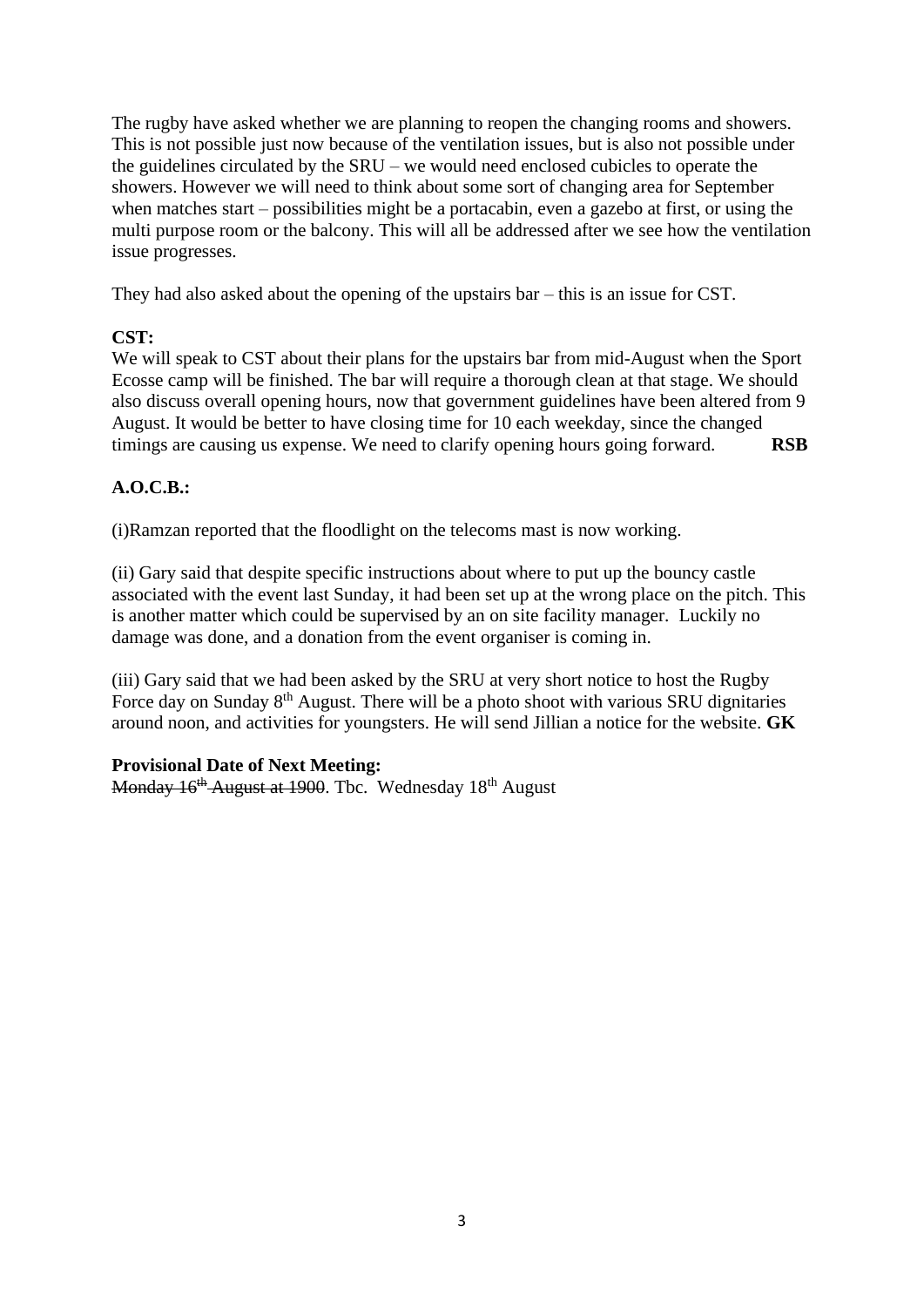The rugby have asked whether we are planning to reopen the changing rooms and showers. This is not possible just now because of the ventilation issues, but is also not possible under the guidelines circulated by the SRU – we would need enclosed cubicles to operate the showers. However we will need to think about some sort of changing area for September when matches start – possibilities might be a portacabin, even a gazebo at first, or using the multi purpose room or the balcony. This will all be addressed after we see how the ventilation issue progresses.

They had also asked about the opening of the upstairs bar – this is an issue for CST.

**CST:**
We will speak to CST about their plans for the upstairs bar from mid-August when the Sport Ecosse camp will be finished. The bar will require a thorough clean at that stage. We should also discuss overall opening hours, now that government guidelines have been altered from 9 August. It would be better to have closing time for 10 each weekday, since the changed timings are causing us expense. We need to clarify opening hours going forward. **RSB**

**A.O.C.B.:**

(i)Ramzan reported that the floodlight on the telecoms mast is now working.

(ii) Gary said that despite specific instructions about where to put up the bouncy castle associated with the event last Sunday, it had been set up at the wrong place on the pitch. This is another matter which could be supervised by an on site facility manager. Luckily no damage was done, and a donation from the event organiser is coming in.

(iii) Gary said that we had been asked by the SRU at very short notice to host the Rugby Force day on Sunday 8th August. There will be a photo shoot with various SRU dignitaries around noon, and activities for youngsters. He will send Jillian a notice for the website. **GK**

**Provisional Date of Next Meeting:**
~~Monday 16th August at 1900~~. Tbc. Wednesday 18th August